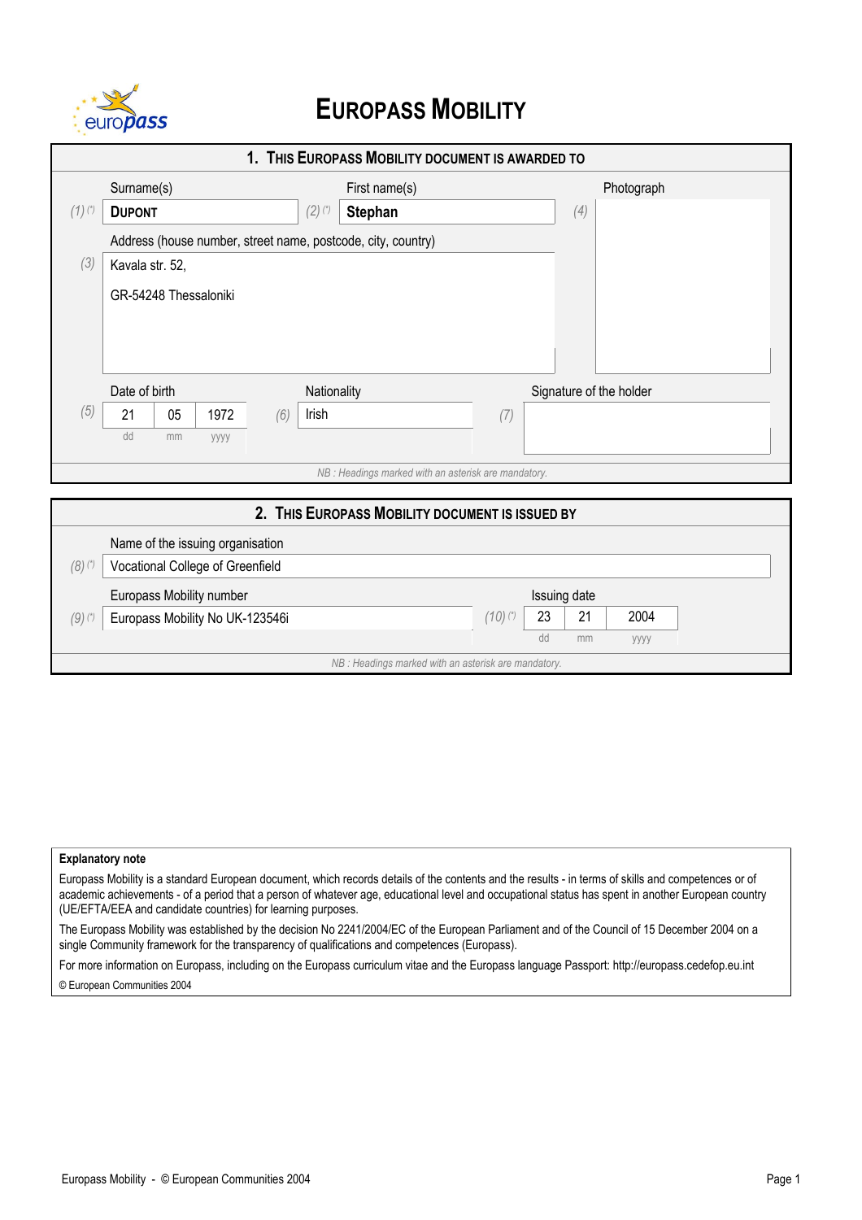# EUROPASS MOBILITY

## 1. THIS EUROPASS MOBILITY DOCUMENT IS AWARDED TO

| | Surname(s) | | First name(s) | | Photograph |
|---|---|---|---|---|---|
| (1) (*) | **DUPONT** | (2) (*) | **Stephan** | (4) | |

| | Address (house number, street name, postcode, city, country) |
|---|---|
| (3) | Kavala str. 52,<br>GR-54248 Thessaloniki |

| | Date of birth | | | | Nationality | | Signature of the holder |
|---|---|---|---|---|---|---|---|
| (5) | 21 | 05 | 1972 | (6) | Irish | (7) | |
| | dd | mm | yyyy | | | | |

*NB : Headings marked with an asterisk are mandatory.*

## 2. THIS EUROPASS MOBILITY DOCUMENT IS ISSUED BY

| | Name of the issuing organisation |
|---|---|
| (8) (*) | Vocational College of Greenfield |

| | Europass Mobility number | | Issuing date | | |
|---|---|---|---|---|---|
| (9) (*) | Europass Mobility No UK-123546i | (10) (*) | 23 | 21 | 2004 |
| | | | dd | mm | yyyy |

*NB : Headings marked with an asterisk are mandatory.*

**Explanatory note**

Europass Mobility is a standard European document, which records details of the contents and the results - in terms of skills and competences or of academic achievements - of a period that a person of whatever age, educational level and occupational status has spent in another European country (UE/EFTA/EEA and candidate countries) for learning purposes.

The Europass Mobility was established by the decision No 2241/2004/EC of the European Parliament and of the Council of 15 December 2004 on a single Community framework for the transparency of qualifications and competences (Europass).

For more information on Europass, including on the Europass curriculum vitae and the Europass language Passport: http://europass.cedefop.eu.int

© European Communities 2004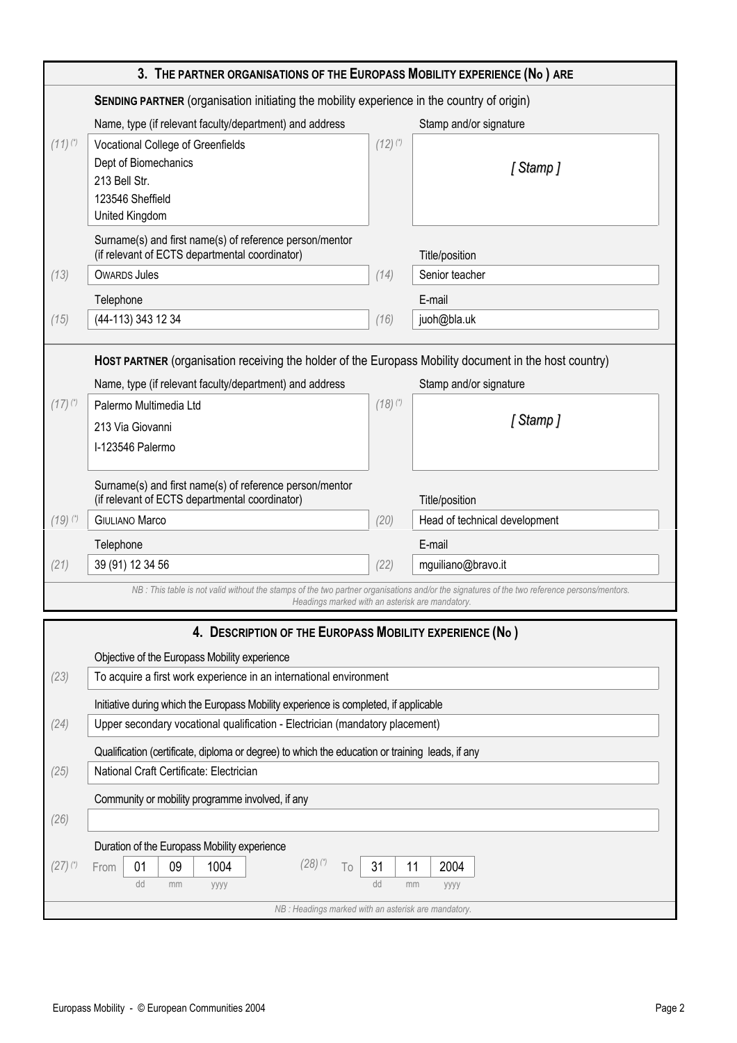## 3. THE PARTNER ORGANISATIONS OF THE EUROPASS MOBILITY EXPERIENCE (No ) ARE

**SENDING PARTNER** (organisation initiating the mobility experience in the country of origin)

| | Name, type (if relevant faculty/department) and address | | Stamp and/or signature |
|---|---|---|---|
| (11) (*) | Vocational College of Greenfields<br>Dept of Biomechanics<br>213 Bell Str.<br>123546 Sheffield<br>United Kingdom | (12) (*) | *[ Stamp ]* |

| | Surname(s) and first name(s) of reference person/mentor (if relevant of ECTS departmental coordinator) | | Title/position |
|---|---|---|---|
| (13) | OWARDS Jules | (14) | Senior teacher |

| | Telephone | | E-mail |
|---|---|---|---|
| (15) | (44-113) 343 12 34 | (16) | juoh@bla.uk |

**HOST PARTNER** (organisation receiving the holder of the Europass Mobility document in the host country)

| | Name, type (if relevant faculty/department) and address | | Stamp and/or signature |
|---|---|---|---|
| (17) (*) | Palermo Multimedia Ltd<br>213 Via Giovanni<br>I-123546 Palermo | (18) (*) | *[ Stamp ]* |

| | Surname(s) and first name(s) of reference person/mentor (if relevant of ECTS departmental coordinator) | | Title/position |
|---|---|---|---|
| (19) (*) | GIULIANO Marco | (20) | Head of technical development |

| | Telephone | | E-mail |
|---|---|---|---|
| (21) | 39 (91) 12 34 56 | (22) | mguiliano@bravo.it |

*NB : This table is not valid without the stamps of the two partner organisations and/or the signatures of the two reference persons/mentors. Headings marked with an asterisk are mandatory.*

## 4. DESCRIPTION OF THE EUROPASS MOBILITY EXPERIENCE (No )

| | Objective of the Europass Mobility experience |
|---|---|
| (23) | To acquire a first work experience in an international environment |

| | Initiative during which the Europass Mobility experience is completed, if applicable |
|---|---|
| (24) | Upper secondary vocational qualification - Electrician (mandatory placement) |

| | Qualification (certificate, diploma or degree) to which the education or training leads, if any |
|---|---|
| (25) | National Craft Certificate: Electrician |

| | Community or mobility programme involved, if any |
|---|---|
| (26) | |

Duration of the Europass Mobility experience

| | | dd | mm | yyyy | | | dd | mm | yyyy |
|---|---|---|---|---|---|---|---|---|---|
| (27) (*) | From | 01 | 09 | 1004 | (28) (*) | To | 31 | 11 | 2004 |

*NB : Headings marked with an asterisk are mandatory.*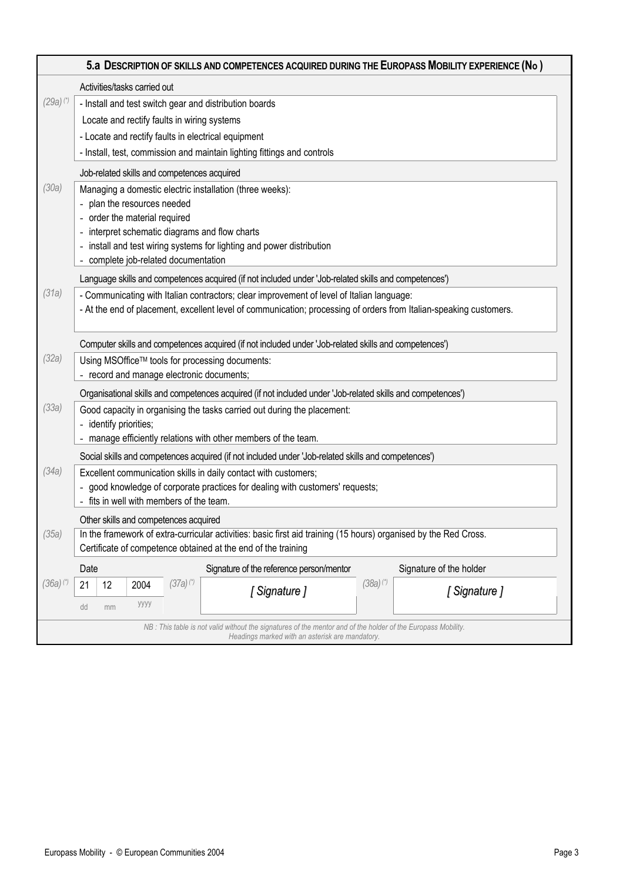## 5.a DESCRIPTION OF SKILLS AND COMPETENCES ACQUIRED DURING THE EUROPASS MOBILITY EXPERIENCE (No )

Activities/tasks carried out

*(29a) (\*)*

- Install and test switch gear and distribution boards
 Locate and rectify faults in wiring systems
- Locate and rectify faults in electrical equipment
- Install, test, commission and maintain lighting fittings and controls

Job-related skills and competences acquired

*(30a)*

Managing a domestic electric installation (three weeks):

- plan the resources needed
- order the material required
- interpret schematic diagrams and flow charts
- install and test wiring systems for lighting and power distribution
- complete job-related documentation

Language skills and competences acquired (if not included under 'Job-related skills and competences')

*(31a)*

- Communicating with Italian contractors; clear improvement of level of Italian language:
- At the end of placement, excellent level of communication; processing of orders from Italian-speaking customers.

Computer skills and competences acquired (if not included under 'Job-related skills and competences')

*(32a)*

Using MSOffice™ tools for processing documents:

- record and manage electronic documents;

Organisational skills and competences acquired (if not included under 'Job-related skills and competences')

*(33a)*

Good capacity in organising the tasks carried out during the placement:

- identify priorities;
- manage efficiently relations with other members of the team.

Social skills and competences acquired (if not included under 'Job-related skills and competences')

*(34a)*

Excellent communication skills in daily contact with customers;

- good knowledge of corporate practices for dealing with customers' requests;
- fits in well with members of the team.

Other skills and competences acquired

*(35a)*

In the framework of extra-curricular activities: basic first aid training (15 hours) organised by the Red Cross.
Certificate of competence obtained at the end of the training

| | Date | | | | Signature of the reference person/mentor | | Signature of the holder |
|---|---|---|---|---|---|---|---|
| *(36a) (\*)* | 21 | 12 | 2004 | *(37a) (\*)* | *[ Signature ]* | *(38a) (\*)* | *[ Signature ]* |
| | dd | mm | yyyy | | | | |

*NB : This table is not valid without the signatures of the mentor and of the holder of the Europass Mobility.*
*Headings marked with an asterisk are mandatory.*

Europass Mobility - © European Communities 2004